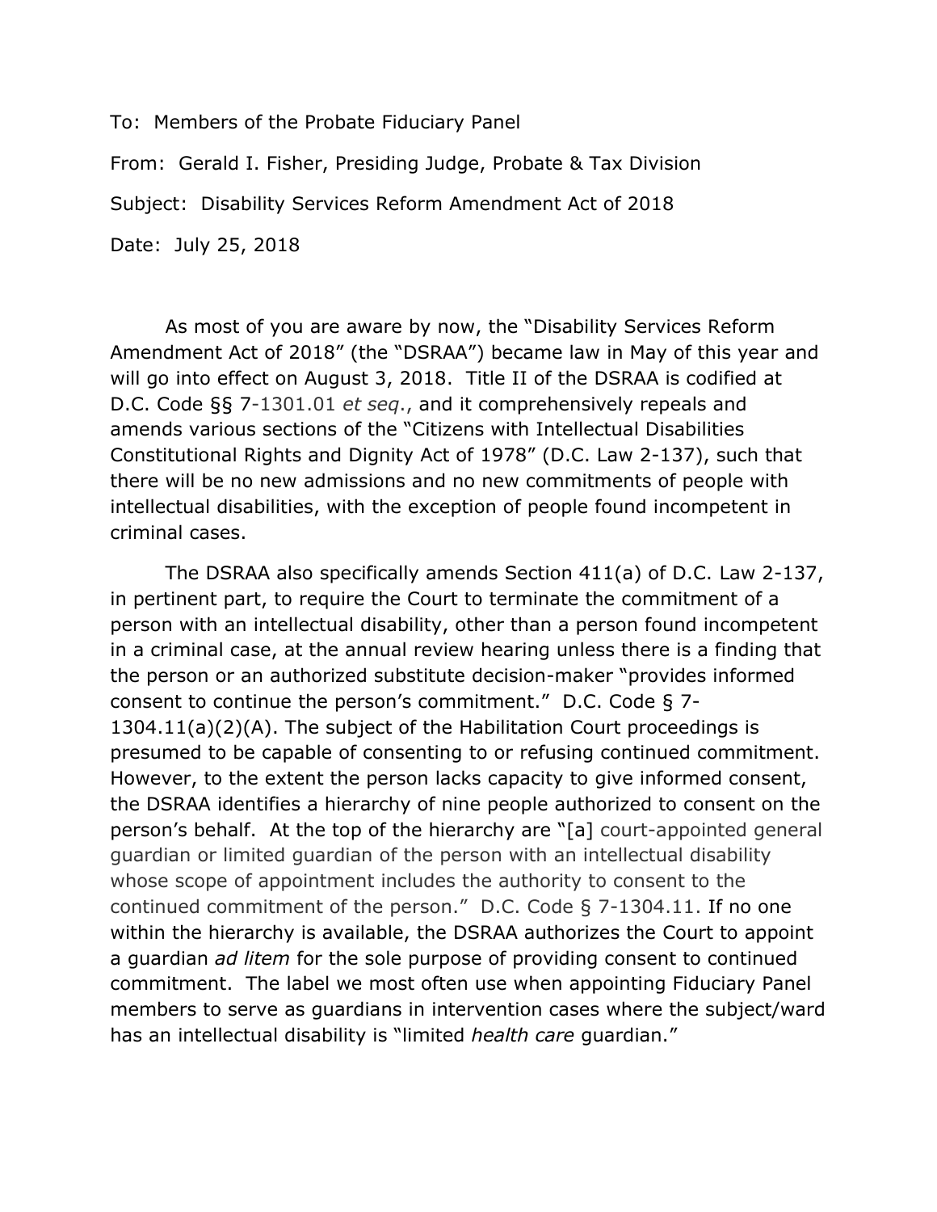To: Members of the Probate Fiduciary Panel

From: Gerald I. Fisher, Presiding Judge, Probate & Tax Division

Subject: Disability Services Reform Amendment Act of 2018

Date: July 25, 2018

As most of you are aware by now, the "Disability Services Reform Amendment Act of 2018" (the "DSRAA") became law in May of this year and will go into effect on August 3, 2018. Title II of the DSRAA is codified at D.C. Code §§ 7-1301.01 *et seq*., and it comprehensively repeals and amends various sections of the "Citizens with Intellectual Disabilities Constitutional Rights and Dignity Act of 1978" (D.C. Law 2-137), such that there will be no new admissions and no new commitments of people with intellectual disabilities, with the exception of people found incompetent in criminal cases.

The DSRAA also specifically amends Section 411(a) of D.C. Law 2-137, in pertinent part, to require the Court to terminate the commitment of a person with an intellectual disability, other than a person found incompetent in a criminal case, at the annual review hearing unless there is a finding that the person or an authorized substitute decision-maker "provides informed consent to continue the person's commitment." D.C. Code § 7-1304.11(a)(2)(A). The subject of the Habilitation Court proceedings is presumed to be capable of consenting to or refusing continued commitment. However, to the extent the person lacks capacity to give informed consent, the DSRAA identifies a hierarchy of nine people authorized to consent on the person's behalf. At the top of the hierarchy are "[a] court-appointed general guardian or limited guardian of the person with an intellectual disability whose scope of appointment includes the authority to consent to the continued commitment of the person." D.C. Code § 7-1304.11. If no one within the hierarchy is available, the DSRAA authorizes the Court to appoint a guardian *ad litem* for the sole purpose of providing consent to continued commitment. The label we most often use when appointing Fiduciary Panel members to serve as guardians in intervention cases where the subject/ward has an intellectual disability is "limited *health care* guardian."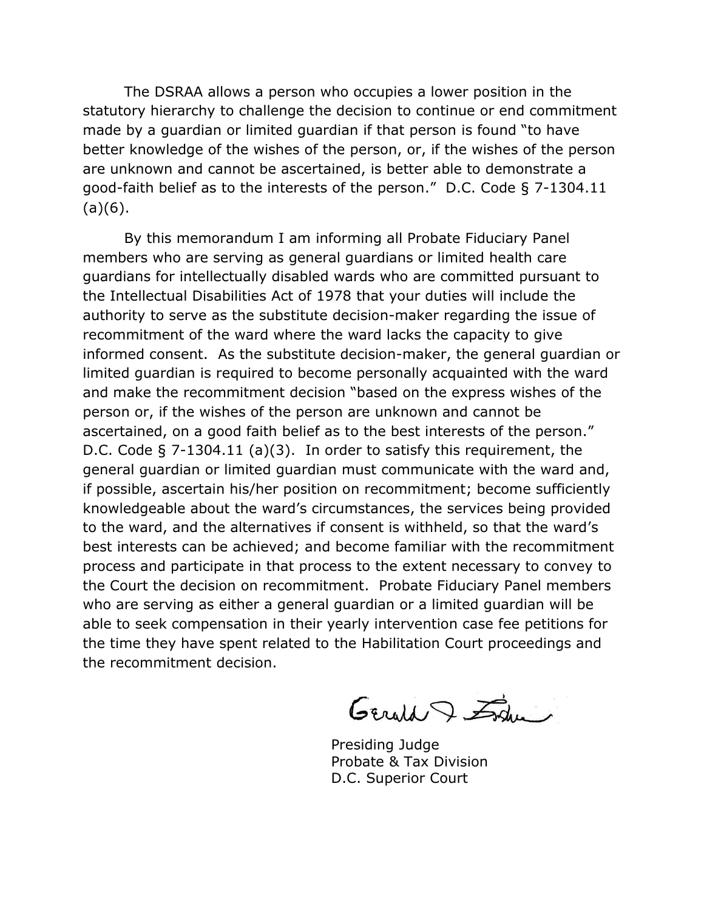The DSRAA allows a person who occupies a lower position in the statutory hierarchy to challenge the decision to continue or end commitment made by a guardian or limited guardian if that person is found "to have better knowledge of the wishes of the person, or, if the wishes of the person are unknown and cannot be ascertained, is better able to demonstrate a good-faith belief as to the interests of the person." D.C. Code § 7-1304.11 (a)(6).

By this memorandum I am informing all Probate Fiduciary Panel members who are serving as general guardians or limited health care guardians for intellectually disabled wards who are committed pursuant to the Intellectual Disabilities Act of 1978 that your duties will include the authority to serve as the substitute decision-maker regarding the issue of recommitment of the ward where the ward lacks the capacity to give informed consent. As the substitute decision-maker, the general guardian or limited guardian is required to become personally acquainted with the ward and make the recommitment decision "based on the express wishes of the person or, if the wishes of the person are unknown and cannot be ascertained, on a good faith belief as to the best interests of the person." D.C. Code § 7-1304.11 (a)(3). In order to satisfy this requirement, the general guardian or limited guardian must communicate with the ward and, if possible, ascertain his/her position on recommitment; become sufficiently knowledgeable about the ward's circumstances, the services being provided to the ward, and the alternatives if consent is withheld, so that the ward's best interests can be achieved; and become familiar with the recommitment process and participate in that process to the extent necessary to convey to the Court the decision on recommitment. Probate Fiduciary Panel members who are serving as either a general guardian or a limited guardian will be able to seek compensation in their yearly intervention case fee petitions for the time they have spent related to the Habilitation Court proceedings and the recommitment decision.

Gerald I. Fisher

Presiding Judge
Probate & Tax Division
D.C. Superior Court